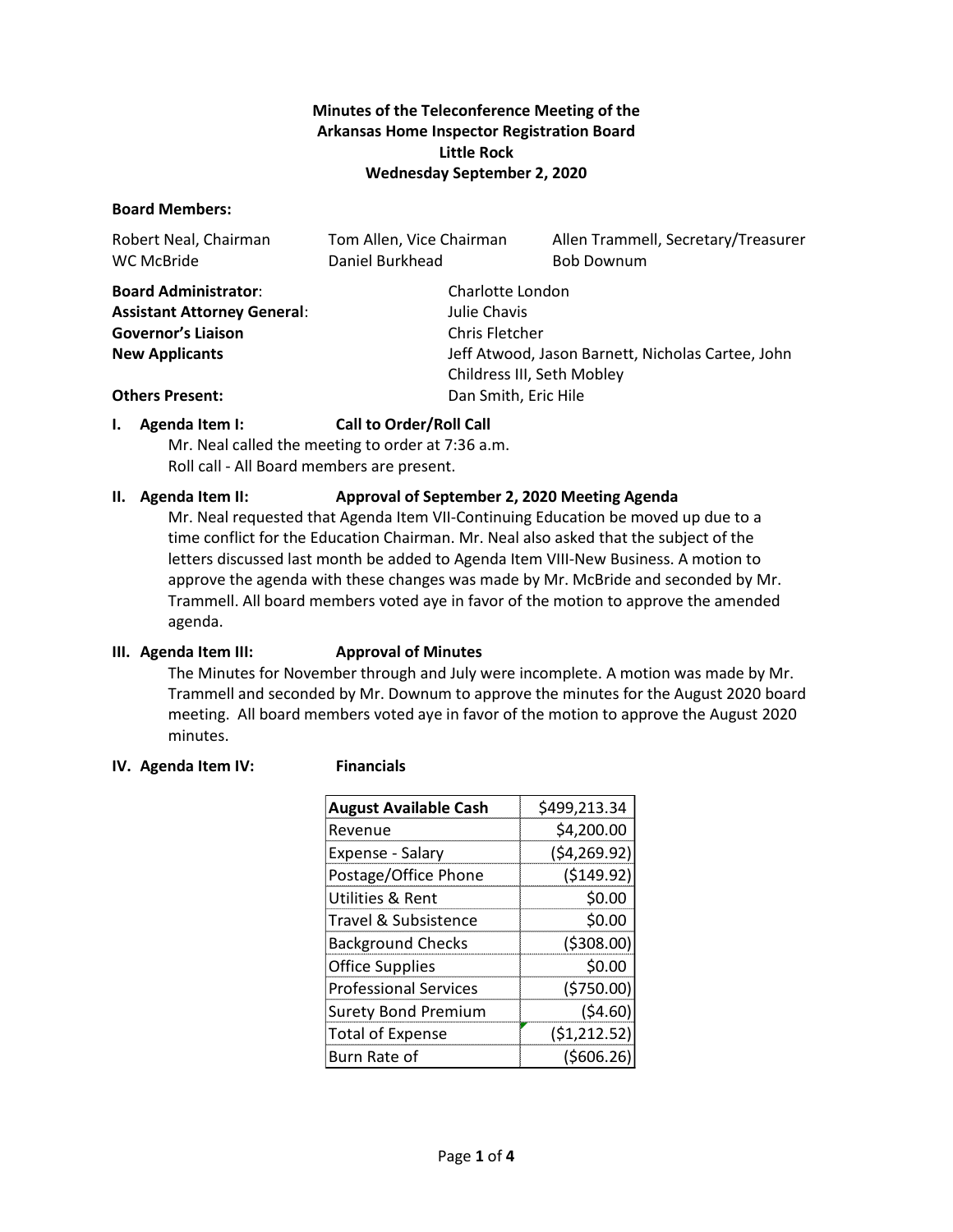**Minutes of the Teleconference Meeting of the**
**Arkansas Home Inspector Registration Board**
**Little Rock**
**Wednesday September 2, 2020**

**Board Members:**

Robert Neal, Chairman
Tom Allen, Vice Chairman
Allen Trammell, Secretary/Treasurer
WC McBride
Daniel Burkhead
Bob Downum

**Board Administrator**: Charlotte London
**Assistant Attorney General**: Julie Chavis
**Governor's Liaison** Chris Fletcher
**New Applicants** Jeff Atwood, Jason Barnett, Nicholas Cartee, John Childress III, Seth Mobley
**Others Present:** Dan Smith, Eric Hile

**I. Agenda Item I: Call to Order/Roll Call**

Mr. Neal called the meeting to order at 7:36 a.m.
Roll call - All Board members are present.

**II. Agenda Item II: Approval of September 2, 2020 Meeting Agenda**

Mr. Neal requested that Agenda Item VII-Continuing Education be moved up due to a time conflict for the Education Chairman. Mr. Neal also asked that the subject of the letters discussed last month be added to Agenda Item VIII-New Business. A motion to approve the agenda with these changes was made by Mr. McBride and seconded by Mr. Trammell. All board members voted aye in favor of the motion to approve the amended agenda.

**III. Agenda Item III: Approval of Minutes**

The Minutes for November through and July were incomplete. A motion was made by Mr. Trammell and seconded by Mr. Downum to approve the minutes for the August 2020 board meeting. All board members voted aye in favor of the motion to approve the August 2020 minutes.

**IV. Agenda Item IV: Financials**

| **August Available Cash** | $499,213.34 |
|---|---|
| Revenue | $4,200.00 |
| Expense - Salary | ($4,269.92) |
| Postage/Office Phone | ($149.92) |
| Utilities & Rent | $0.00 |
| Travel & Subsistence | $0.00 |
| Background Checks | ($308.00) |
| Office Supplies | $0.00 |
| Professional Services | ($750.00) |
| Surety Bond Premium | ($4.60) |
| Total of Expense | ($1,212.52) |
| Burn Rate of | ($606.26) |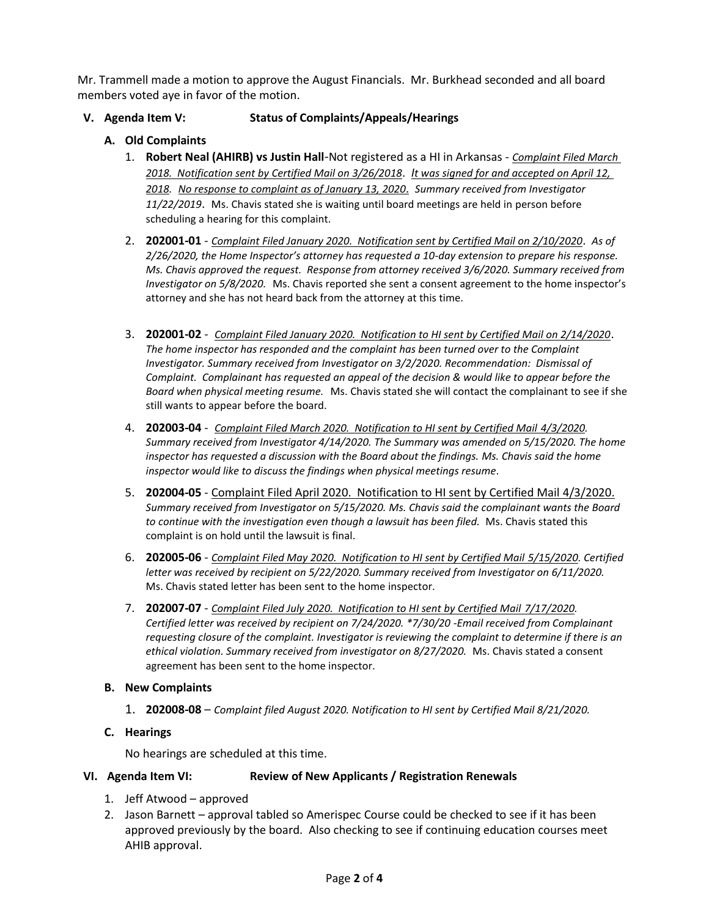Mr. Trammell made a motion to approve the August Financials. Mr. Burkhead seconded and all board members voted aye in favor of the motion.

## V. Agenda Item V: Status of Complaints/Appeals/Hearings

### A. Old Complaints

1. **Robert Neal (AHIRB) vs Justin Hall**-Not registered as a HI in Arkansas - *Complaint Filed March 2018. Notification sent by Certified Mail on 3/26/2018. It was signed for and accepted on April 12, 2018. No response to complaint as of January 13, 2020. Summary received from Investigator 11/22/2019*. Ms. Chavis stated she is waiting until board meetings are held in person before scheduling a hearing for this complaint.

2. **202001-01** - *Complaint Filed January 2020. Notification sent by Certified Mail on 2/10/2020. As of 2/26/2020, the Home Inspector's attorney has requested a 10-day extension to prepare his response. Ms. Chavis approved the request. Response from attorney received 3/6/2020. Summary received from Investigator on 5/8/2020.* Ms. Chavis reported she sent a consent agreement to the home inspector's attorney and she has not heard back from the attorney at this time.

3. **202001-02** - *Complaint Filed January 2020. Notification to HI sent by Certified Mail on 2/14/2020. The home inspector has responded and the complaint has been turned over to the Complaint Investigator. Summary received from Investigator on 3/2/2020. Recommendation: Dismissal of Complaint. Complainant has requested an appeal of the decision & would like to appear before the Board when physical meeting resume.* Ms. Chavis stated she will contact the complainant to see if she still wants to appear before the board.

4. **202003-04** - *Complaint Filed March 2020. Notification to HI sent by Certified Mail 4/3/2020. Summary received from Investigator 4/14/2020. The Summary was amended on 5/15/2020. The home inspector has requested a discussion with the Board about the findings. Ms. Chavis said the home inspector would like to discuss the findings when physical meetings resume.*

5. **202004-05** - Complaint Filed April 2020. Notification to HI sent by Certified Mail 4/3/2020. *Summary received from Investigator on 5/15/2020. Ms. Chavis said the complainant wants the Board to continue with the investigation even though a lawsuit has been filed.* Ms. Chavis stated this complaint is on hold until the lawsuit is final.

6. **202005-06** - *Complaint Filed May 2020. Notification to HI sent by Certified Mail 5/15/2020. Certified letter was received by recipient on 5/22/2020. Summary received from Investigator on 6/11/2020.* Ms. Chavis stated letter has been sent to the home inspector.

7. **202007-07** - *Complaint Filed July 2020. Notification to HI sent by Certified Mail 7/17/2020. Certified letter was received by recipient on 7/24/2020. *7/30/20 -Email received from Complainant requesting closure of the complaint. Investigator is reviewing the complaint to determine if there is an ethical violation. Summary received from investigator on 8/27/2020.* Ms. Chavis stated a consent agreement has been sent to the home inspector.

### B. New Complaints

1. **202008-08** – *Complaint filed August 2020. Notification to HI sent by Certified Mail 8/21/2020.*

### C. Hearings

No hearings are scheduled at this time.

## VI. Agenda Item VI: Review of New Applicants / Registration Renewals

1. Jeff Atwood – approved
2. Jason Barnett – approval tabled so Amerispec Course could be checked to see if it has been approved previously by the board. Also checking to see if continuing education courses meet AHIB approval.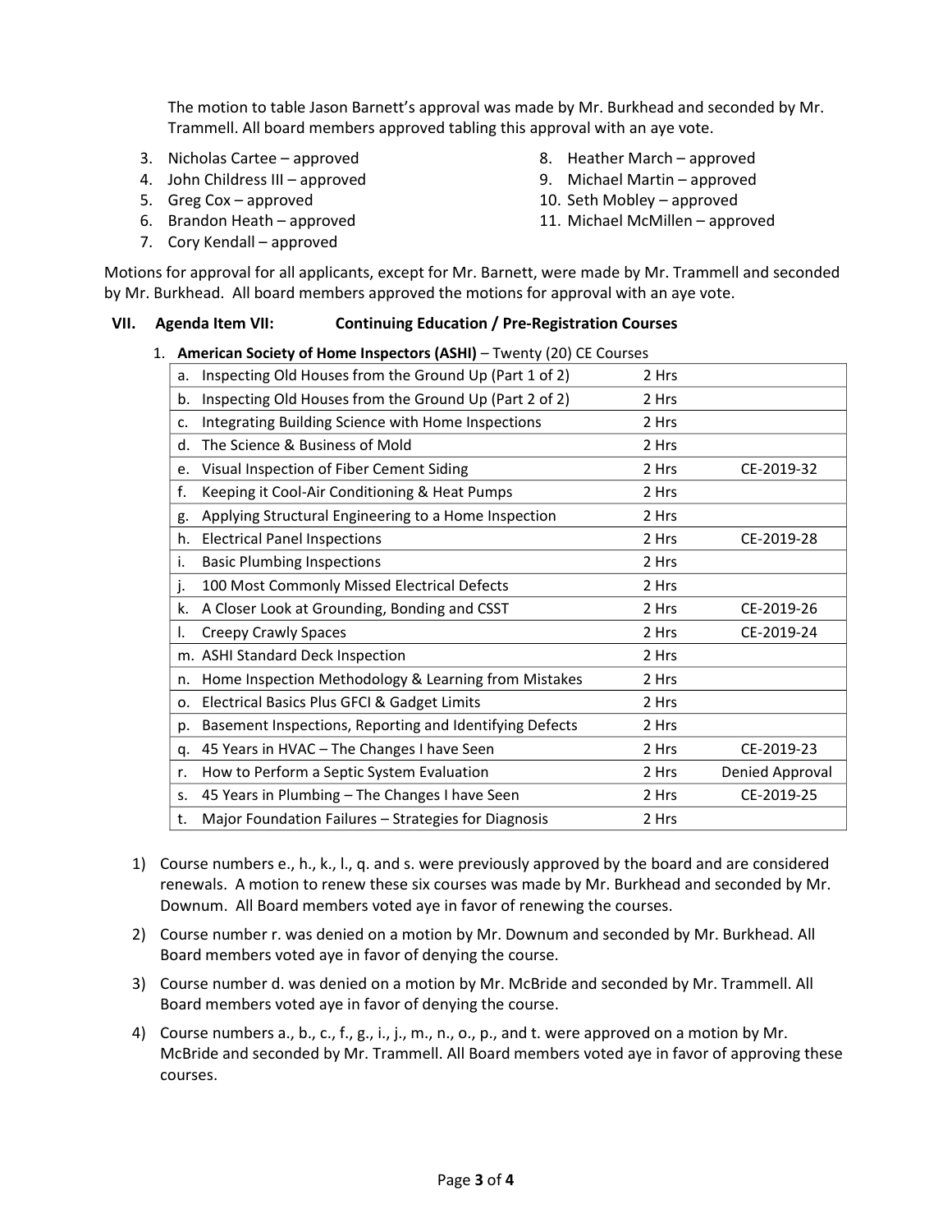The motion to table Jason Barnett's approval was made by Mr. Burkhead and seconded by Mr. Trammell. All board members approved tabling this approval with an aye vote.

3. Nicholas Cartee – approved
4. John Childress III – approved
5. Greg Cox – approved
6. Brandon Heath – approved
7. Cory Kendall – approved
8. Heather March – approved
9. Michael Martin – approved
10. Seth Mobley – approved
11. Michael McMillen – approved

Motions for approval for all applicants, except for Mr. Barnett, were made by Mr. Trammell and seconded by Mr. Burkhead. All board members approved the motions for approval with an aye vote.

## VII. Agenda Item VII: Continuing Education / Pre-Registration Courses

1. **American Society of Home Inspectors (ASHI)** – Twenty (20) CE Courses

| Course | Hours | |
|---|---|---|
| a. Inspecting Old Houses from the Ground Up (Part 1 of 2) | 2 Hrs | |
| b. Inspecting Old Houses from the Ground Up (Part 2 of 2) | 2 Hrs | |
| c. Integrating Building Science with Home Inspections | 2 Hrs | |
| d. The Science & Business of Mold | 2 Hrs | |
| e. Visual Inspection of Fiber Cement Siding | 2 Hrs | CE-2019-32 |
| f. Keeping it Cool-Air Conditioning & Heat Pumps | 2 Hrs | |
| g. Applying Structural Engineering to a Home Inspection | 2 Hrs | |
| h. Electrical Panel Inspections | 2 Hrs | CE-2019-28 |
| i. Basic Plumbing Inspections | 2 Hrs | |
| j. 100 Most Commonly Missed Electrical Defects | 2 Hrs | |
| k. A Closer Look at Grounding, Bonding and CSST | 2 Hrs | CE-2019-26 |
| l. Creepy Crawly Spaces | 2 Hrs | CE-2019-24 |
| m. ASHI Standard Deck Inspection | 2 Hrs | |
| n. Home Inspection Methodology & Learning from Mistakes | 2 Hrs | |
| o. Electrical Basics Plus GFCI & Gadget Limits | 2 Hrs | |
| p. Basement Inspections, Reporting and Identifying Defects | 2 Hrs | |
| q. 45 Years in HVAC – The Changes I have Seen | 2 Hrs | CE-2019-23 |
| r. How to Perform a Septic System Evaluation | 2 Hrs | Denied Approval |
| s. 45 Years in Plumbing – The Changes I have Seen | 2 Hrs | CE-2019-25 |
| t. Major Foundation Failures – Strategies for Diagnosis | 2 Hrs | |

1) Course numbers e., h., k., l., q. and s. were previously approved by the board and are considered renewals. A motion to renew these six courses was made by Mr. Burkhead and seconded by Mr. Downum. All Board members voted aye in favor of renewing the courses.

2) Course number r. was denied on a motion by Mr. Downum and seconded by Mr. Burkhead. All Board members voted aye in favor of denying the course.

3) Course number d. was denied on a motion by Mr. McBride and seconded by Mr. Trammell. All Board members voted aye in favor of denying the course.

4) Course numbers a., b., c., f., g., i., j., m., n., o., p., and t. were approved on a motion by Mr. McBride and seconded by Mr. Trammell. All Board members voted aye in favor of approving these courses.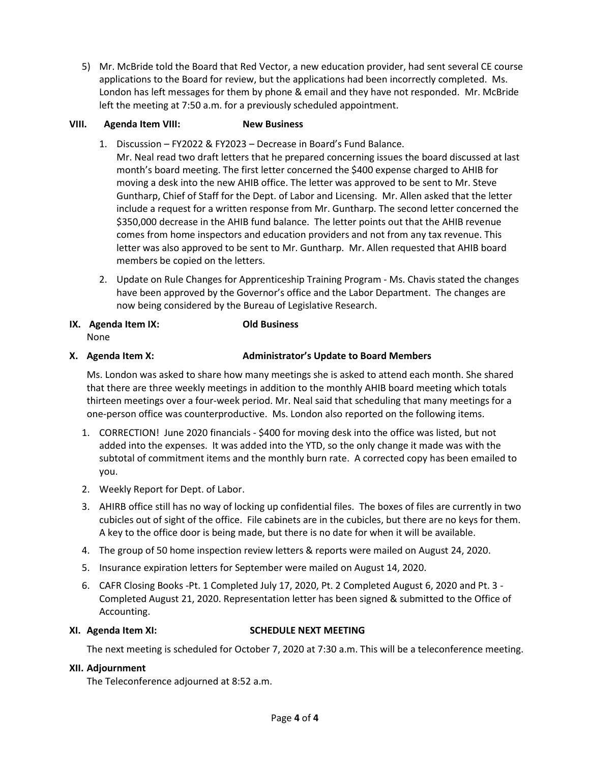5) Mr. McBride told the Board that Red Vector, a new education provider, had sent several CE course applications to the Board for review, but the applications had been incorrectly completed. Ms. London has left messages for them by phone & email and they have not responded. Mr. McBride left the meeting at 7:50 a.m. for a previously scheduled appointment.

**VIII. Agenda Item VIII: New Business**

1. Discussion – FY2022 & FY2023 – Decrease in Board's Fund Balance.
   Mr. Neal read two draft letters that he prepared concerning issues the board discussed at last month's board meeting. The first letter concerned the $400 expense charged to AHIB for moving a desk into the new AHIB office. The letter was approved to be sent to Mr. Steve Guntharp, Chief of Staff for the Dept. of Labor and Licensing. Mr. Allen asked that the letter include a request for a written response from Mr. Guntharp. The second letter concerned the $350,000 decrease in the AHIB fund balance. The letter points out that the AHIB revenue comes from home inspectors and education providers and not from any tax revenue. This letter was also approved to be sent to Mr. Guntharp. Mr. Allen requested that AHIB board members be copied on the letters.

2. Update on Rule Changes for Apprenticeship Training Program - Ms. Chavis stated the changes have been approved by the Governor's office and the Labor Department. The changes are now being considered by the Bureau of Legislative Research.

**IX. Agenda Item IX: Old Business**

None

**X. Agenda Item X: Administrator's Update to Board Members**

Ms. London was asked to share how many meetings she is asked to attend each month. She shared that there are three weekly meetings in addition to the monthly AHIB board meeting which totals thirteen meetings over a four-week period. Mr. Neal said that scheduling that many meetings for a one-person office was counterproductive. Ms. London also reported on the following items.

1. CORRECTION! June 2020 financials - $400 for moving desk into the office was listed, but not added into the expenses. It was added into the YTD, so the only change it made was with the subtotal of commitment items and the monthly burn rate. A corrected copy has been emailed to you.
2. Weekly Report for Dept. of Labor.
3. AHIRB office still has no way of locking up confidential files. The boxes of files are currently in two cubicles out of sight of the office. File cabinets are in the cubicles, but there are no keys for them. A key to the office door is being made, but there is no date for when it will be available.
4. The group of 50 home inspection review letters & reports were mailed on August 24, 2020.
5. Insurance expiration letters for September were mailed on August 14, 2020.
6. CAFR Closing Books -Pt. 1 Completed July 17, 2020, Pt. 2 Completed August 6, 2020 and Pt. 3 - Completed August 21, 2020. Representation letter has been signed & submitted to the Office of Accounting.

**XI. Agenda Item XI: SCHEDULE NEXT MEETING**

The next meeting is scheduled for October 7, 2020 at 7:30 a.m. This will be a teleconference meeting.

**XII. Adjournment**

The Teleconference adjourned at 8:52 a.m.